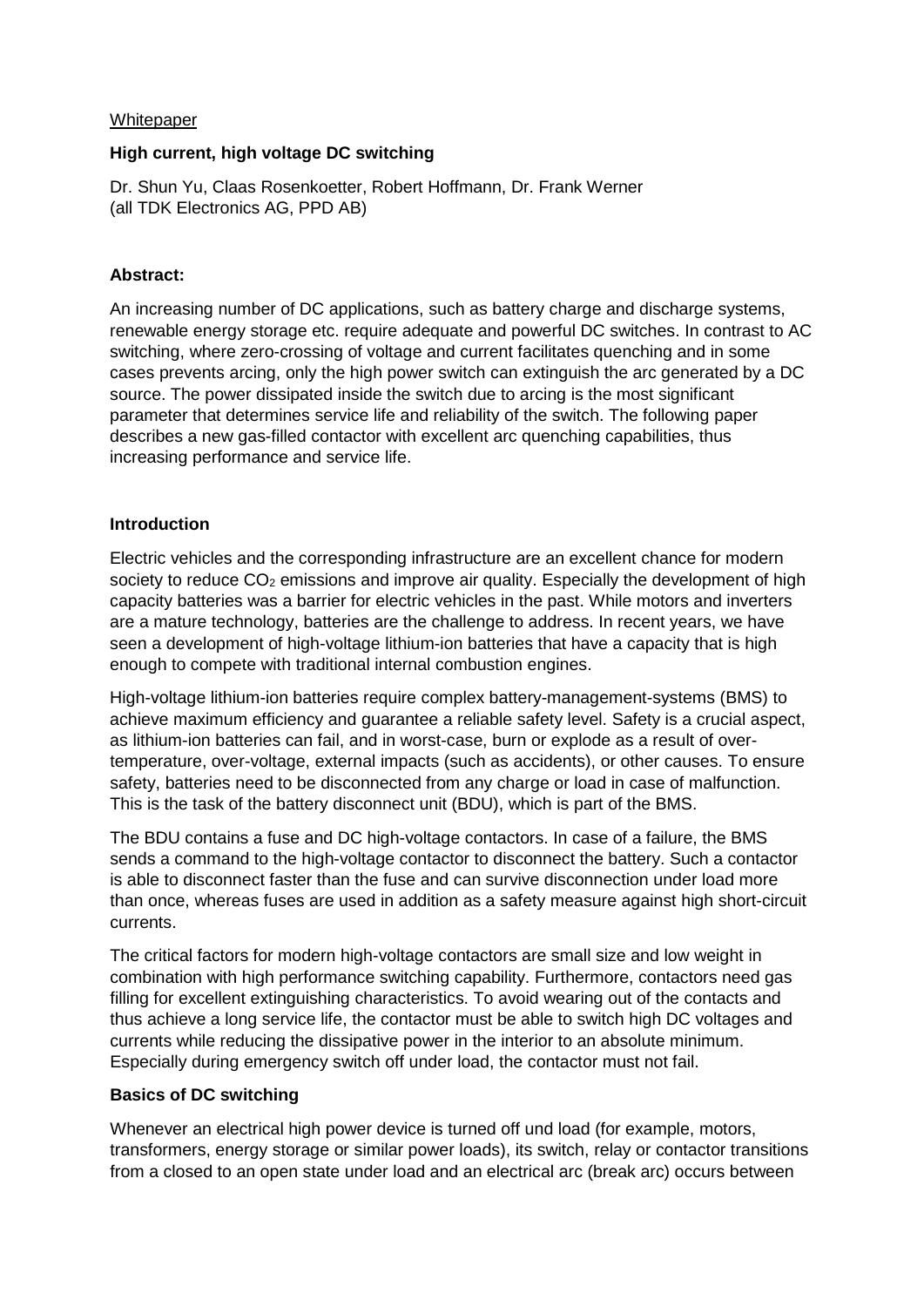Whitepaper

# High current, high voltage DC switching

Dr. Shun Yu, Claas Rosenkoetter, Robert Hoffmann, Dr. Frank Werner
(all TDK Electronics AG, PPD AB)

## Abstract:

An increasing number of DC applications, such as battery charge and discharge systems, renewable energy storage etc. require adequate and powerful DC switches. In contrast to AC switching, where zero-crossing of voltage and current facilitates quenching and in some cases prevents arcing, only the high power switch can extinguish the arc generated by a DC source. The power dissipated inside the switch due to arcing is the most significant parameter that determines service life and reliability of the switch. The following paper describes a new gas-filled contactor with excellent arc quenching capabilities, thus increasing performance and service life.

## Introduction

Electric vehicles and the corresponding infrastructure are an excellent chance for modern society to reduce $CO_2$ emissions and improve air quality. Especially the development of high capacity batteries was a barrier for electric vehicles in the past. While motors and inverters are a mature technology, batteries are the challenge to address. In recent years, we have seen a development of high-voltage lithium-ion batteries that have a capacity that is high enough to compete with traditional internal combustion engines.

High-voltage lithium-ion batteries require complex battery-management-systems (BMS) to achieve maximum efficiency and guarantee a reliable safety level. Safety is a crucial aspect, as lithium-ion batteries can fail, and in worst-case, burn or explode as a result of over-temperature, over-voltage, external impacts (such as accidents), or other causes. To ensure safety, batteries need to be disconnected from any charge or load in case of malfunction. This is the task of the battery disconnect unit (BDU), which is part of the BMS.

The BDU contains a fuse and DC high-voltage contactors. In case of a failure, the BMS sends a command to the high-voltage contactor to disconnect the battery. Such a contactor is able to disconnect faster than the fuse and can survive disconnection under load more than once, whereas fuses are used in addition as a safety measure against high short-circuit currents.

The critical factors for modern high-voltage contactors are small size and low weight in combination with high performance switching capability. Furthermore, contactors need gas filling for excellent extinguishing characteristics. To avoid wearing out of the contacts and thus achieve a long service life, the contactor must be able to switch high DC voltages and currents while reducing the dissipative power in the interior to an absolute minimum. Especially during emergency switch off under load, the contactor must not fail.

## Basics of DC switching

Whenever an electrical high power device is turned off und load (for example, motors, transformers, energy storage or similar power loads), its switch, relay or contactor transitions from a closed to an open state under load and an electrical arc (break arc) occurs between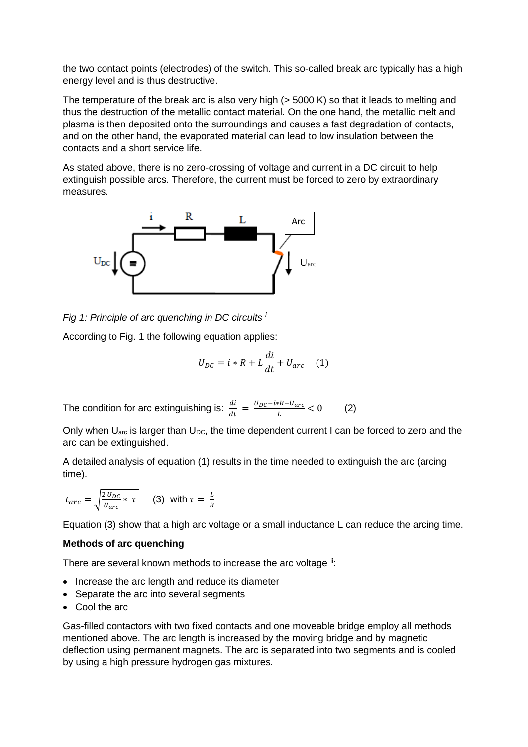the two contact points (electrodes) of the switch. This so-called break arc typically has a high energy level and is thus destructive.

The temperature of the break arc is also very high (> 5000 K) so that it leads to melting and thus the destruction of the metallic contact material. On the one hand, the metallic melt and plasma is then deposited onto the surroundings and causes a fast degradation of contacts, and on the other hand, the evaporated material can lead to low insulation between the contacts and a short service life.

As stated above, there is no zero-crossing of voltage and current in a DC circuit to help extinguish possible arcs. Therefore, the current must be forced to zero by extraordinary measures.

*Fig 1: Principle of arc quenching in DC circuits* [i]

According to Fig. 1 the following equation applies:

$$U_{DC} = i * R + L\frac{di}{dt} + U_{arc} \quad (1)$$

The condition for arc extinguishing is: $\frac{di}{dt} = \frac{U_{DC} - i*R - U_{arc}}{L} < 0$ (2)

Only when $U_{arc}$ is larger than $U_{DC}$, the time dependent current I can be forced to zero and the arc can be extinguished.

A detailed analysis of equation (1) results in the time needed to extinguish the arc (arcing time).

$t_{arc} = \sqrt{\frac{2\,U_{DC}}{U_{arc}} * \tau}$ (3) with $\tau = \frac{L}{R}$

Equation (3) show that a high arc voltage or a small inductance L can reduce the arcing time.

**Methods of arc quenching**

There are several known methods to increase the arc voltage [ii]:

- Increase the arc length and reduce its diameter
- Separate the arc into several segments
- Cool the arc

Gas-filled contactors with two fixed contacts and one moveable bridge employ all methods mentioned above. The arc length is increased by the moving bridge and by magnetic deflection using permanent magnets. The arc is separated into two segments and is cooled by using a high pressure hydrogen gas mixtures.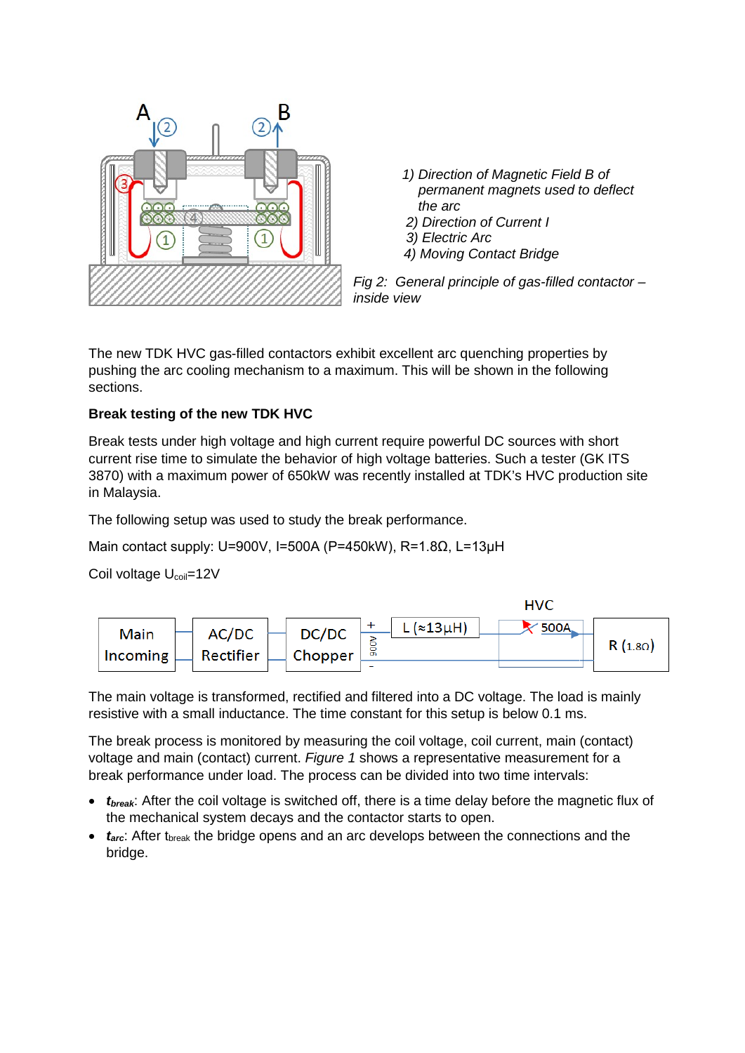1) Direction of Magnetic Field B of permanent magnets used to deflect the arc
2) Direction of Current I
3) Electric Arc
4) Moving Contact Bridge

*Fig 2: General principle of gas-filled contactor – inside view*

The new TDK HVC gas-filled contactors exhibit excellent arc quenching properties by pushing the arc cooling mechanism to a maximum. This will be shown in the following sections.

**Break testing of the new TDK HVC**

Break tests under high voltage and high current require powerful DC sources with short current rise time to simulate the behavior of high voltage batteries. Such a tester (GK ITS 3870) with a maximum power of 650kW was recently installed at TDK's HVC production site in Malaysia.

The following setup was used to study the break performance.

Main contact supply: U=900V, I=500A (P=450kW), R=1.8Ω, L=13µH

Coil voltage $U_{coil}$=12V

Main Incoming → AC/DC Rectifier → DC/DC Chopper → 900V → L (≈13µH) → HVC 500A → R (1.8Ω)

The main voltage is transformed, rectified and filtered into a DC voltage. The load is mainly resistive with a small inductance. The time constant for this setup is below 0.1 ms.

The break process is monitored by measuring the coil voltage, coil current, main (contact) voltage and main (contact) current. *Figure 1* shows a representative measurement for a break performance under load. The process can be divided into two time intervals:

- ***$t_{break}$***: After the coil voltage is switched off, there is a time delay before the magnetic flux of the mechanical system decays and the contactor starts to open.
- ***$t_{arc}$***: After $t_{break}$ the bridge opens and an arc develops between the connections and the bridge.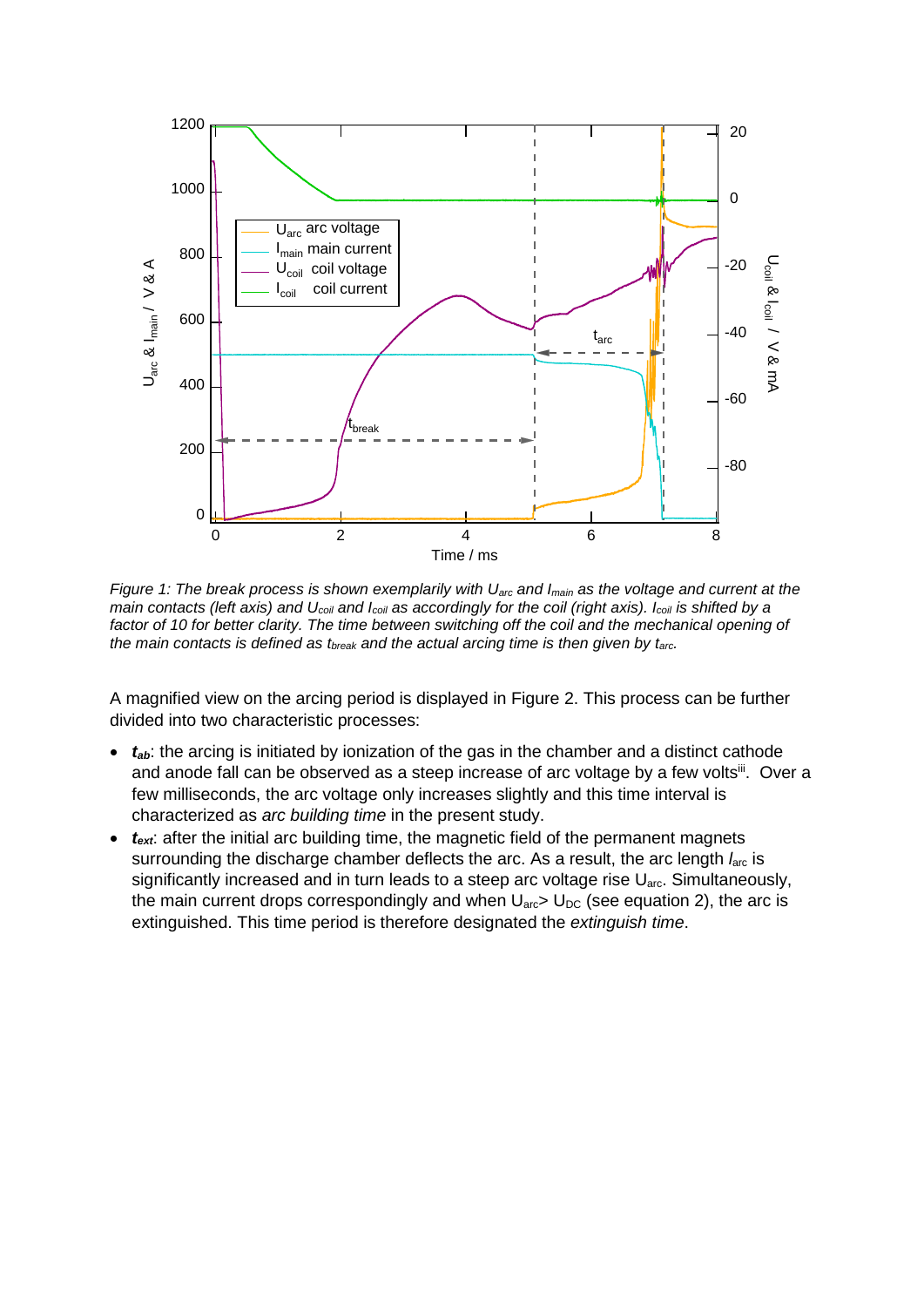*Figure 1: The break process is shown exemplarily with $U_{arc}$ and $I_{main}$ as the voltage and current at the main contacts (left axis) and $U_{coil}$ and $I_{coil}$ as accordingly for the coil (right axis). $I_{coil}$ is shifted by a factor of 10 for better clarity. The time between switching off the coil and the mechanical opening of the main contacts is defined as $t_{break}$ and the actual arcing time is then given by $t_{arc}$.*

A magnified view on the arcing period is displayed in Figure 2. This process can be further divided into two characteristic processes:

- ***$t_{ab}$***: the arcing is initiated by ionization of the gas in the chamber and a distinct cathode and anode fall can be observed as a steep increase of arc voltage by a few volts[iii]. Over a few milliseconds, the arc voltage only increases slightly and this time interval is characterized as *arc building time* in the present study.
- ***$t_{ext}$***: after the initial arc building time, the magnetic field of the permanent magnets surrounding the discharge chamber deflects the arc. As a result, the arc length $l_{arc}$ is significantly increased and in turn leads to a steep arc voltage rise $U_{arc}$. Simultaneously, the main current drops correspondingly and when $U_{arc} > U_{DC}$ (see equation 2), the arc is extinguished. This time period is therefore designated the *extinguish time*.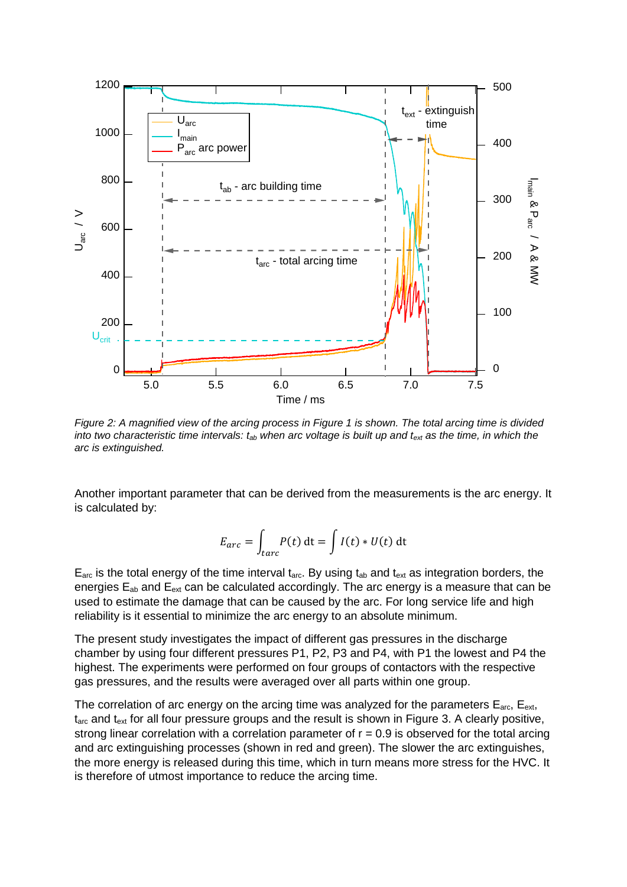*Figure 2: A magnified view of the arcing process in Figure 1 is shown. The total arcing time is divided into two characteristic time intervals: $t_{ab}$ when arc voltage is built up and $t_{ext}$ as the time, in which the arc is extinguished.*

Another important parameter that can be derived from the measurements is the arc energy. It is calculated by:

$$E_{arc} = \int_{tarc} P(t)\,\mathrm{d}t = \int I(t) * U(t)\,\mathrm{d}t$$

$E_{arc}$ is the total energy of the time interval $t_{arc}$. By using $t_{ab}$ and $t_{ext}$ as integration borders, the energies $E_{ab}$ and $E_{ext}$ can be calculated accordingly. The arc energy is a measure that can be used to estimate the damage that can be caused by the arc. For long service life and high reliability is it essential to minimize the arc energy to an absolute minimum.

The present study investigates the impact of different gas pressures in the discharge chamber by using four different pressures P1, P2, P3 and P4, with P1 the lowest and P4 the highest. The experiments were performed on four groups of contactors with the respective gas pressures, and the results were averaged over all parts within one group.

The correlation of arc energy on the arcing time was analyzed for the parameters $E_{arc}$, $E_{ext}$, $t_{arc}$ and $t_{ext}$ for all four pressure groups and the result is shown in Figure 3. A clearly positive, strong linear correlation with a correlation parameter of r = 0.9 is observed for the total arcing and arc extinguishing processes (shown in red and green). The slower the arc extinguishes, the more energy is released during this time, which in turn means more stress for the HVC. It is therefore of utmost importance to reduce the arcing time.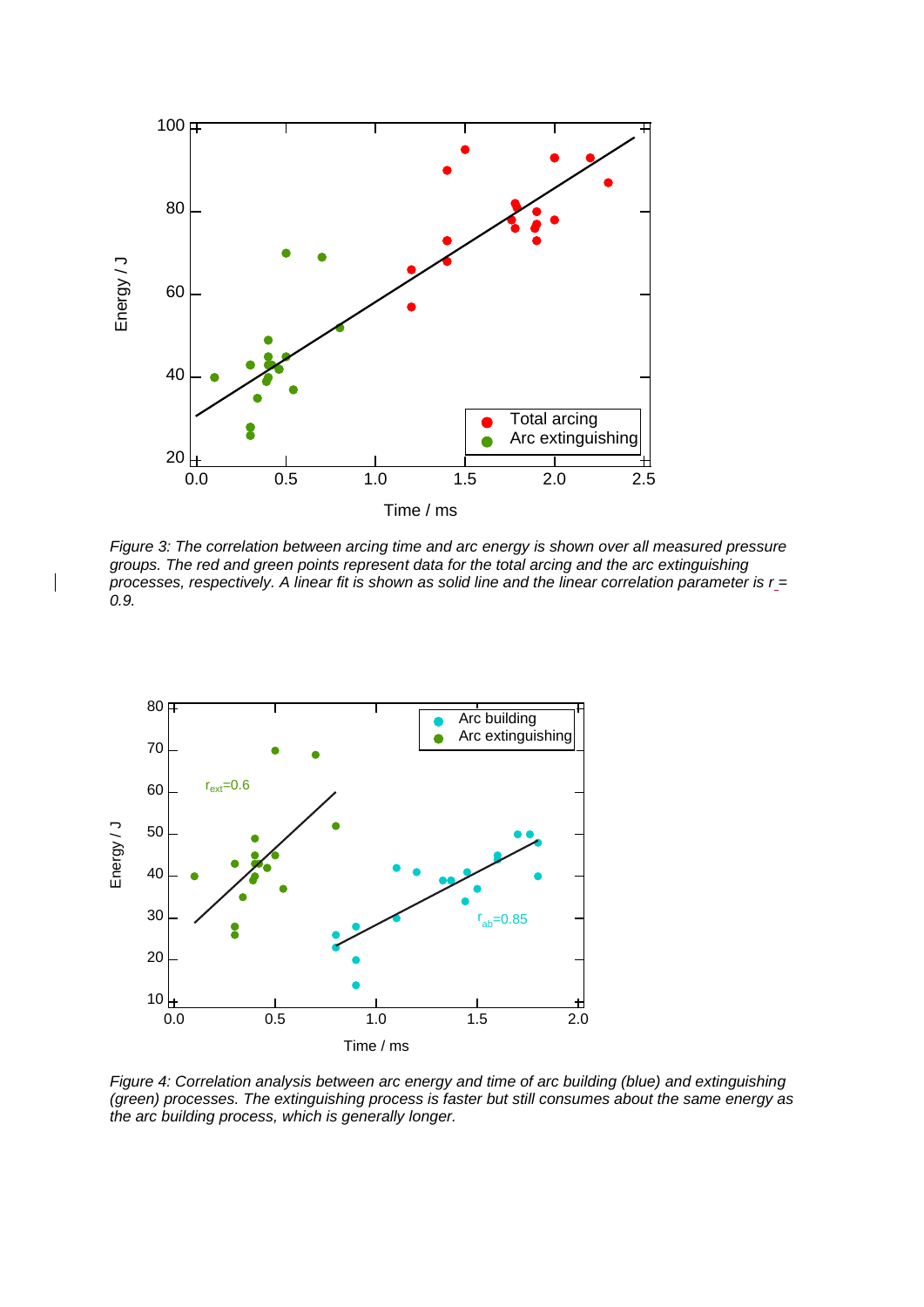Figure 3: *The correlation between arcing time and arc energy is shown over all measured pressure groups. The red and green points represent data for the total arcing and the arc extinguishing processes, respectively. A linear fit is shown as solid line and the linear correlation parameter is r = 0.9.*

Figure 4: *Correlation analysis between arc energy and time of arc building (blue) and extinguishing (green) processes. The extinguishing process is faster but still consumes about the same energy as the arc building process, which is generally longer.*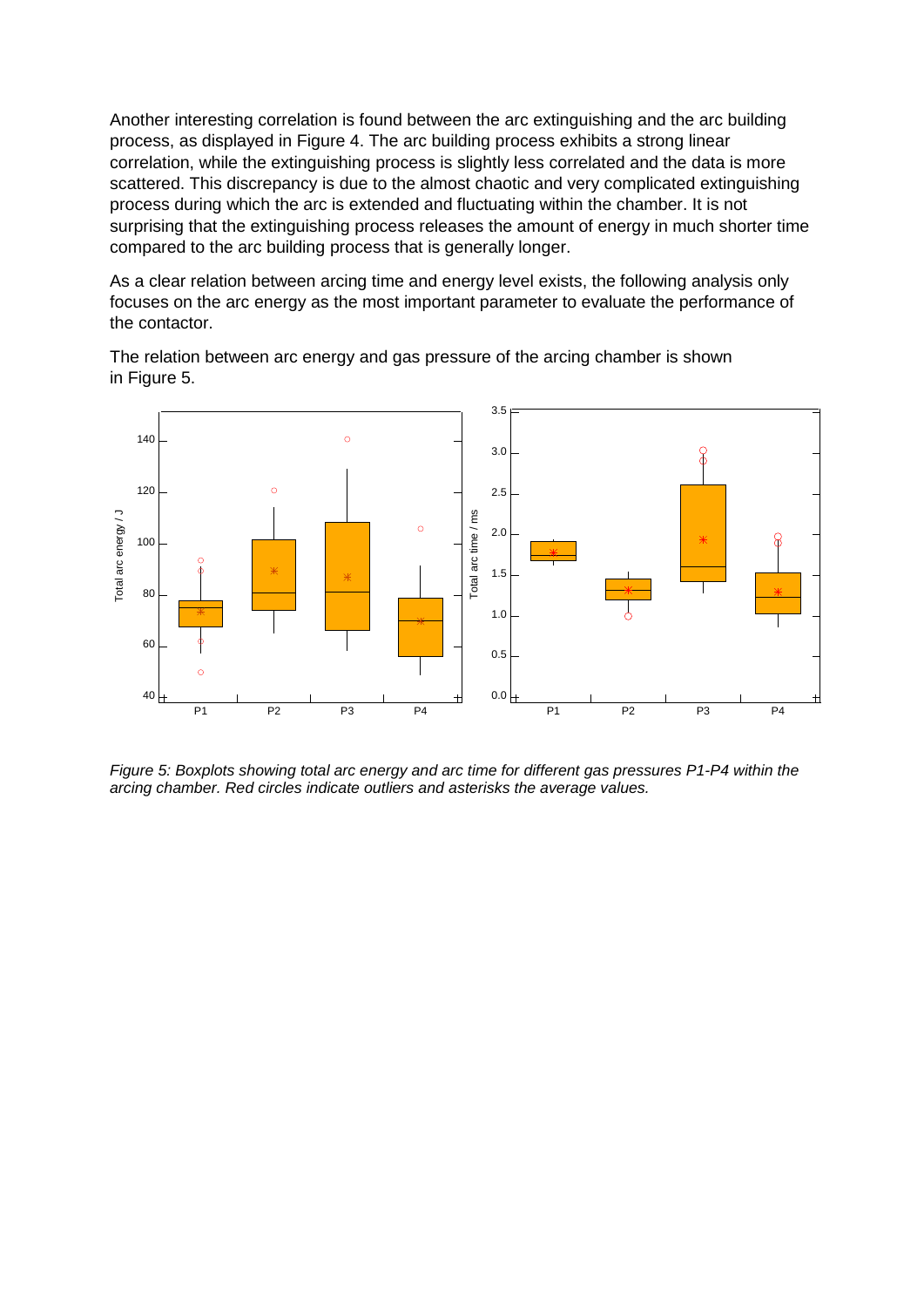Another interesting correlation is found between the arc extinguishing and the arc building process, as displayed in Figure 4. The arc building process exhibits a strong linear correlation, while the extinguishing process is slightly less correlated and the data is more scattered. This discrepancy is due to the almost chaotic and very complicated extinguishing process during which the arc is extended and fluctuating within the chamber. It is not surprising that the extinguishing process releases the amount of energy in much shorter time compared to the arc building process that is generally longer.

As a clear relation between arcing time and energy level exists, the following analysis only focuses on the arc energy as the most important parameter to evaluate the performance of the contactor.

The relation between arc energy and gas pressure of the arcing chamber is shown in Figure 5.

*Figure 5: Boxplots showing total arc energy and arc time for different gas pressures P1-P4 within the arcing chamber. Red circles indicate outliers and asterisks the average values.*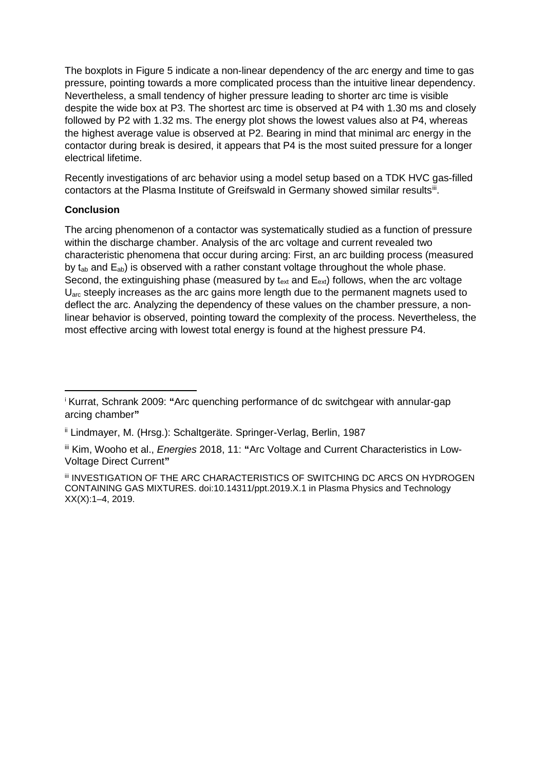The boxplots in Figure 5 indicate a non-linear dependency of the arc energy and time to gas pressure, pointing towards a more complicated process than the intuitive linear dependency. Nevertheless, a small tendency of higher pressure leading to shorter arc time is visible despite the wide box at P3. The shortest arc time is observed at P4 with 1.30 ms and closely followed by P2 with 1.32 ms. The energy plot shows the lowest values also at P4, whereas the highest average value is observed at P2. Bearing in mind that minimal arc energy in the contactor during break is desired, it appears that P4 is the most suited pressure for a longer electrical lifetime.

Recently investigations of arc behavior using a model setup based on a TDK HVC gas-filled contactors at the Plasma Institute of Greifswald in Germany showed similar results[iii].

**Conclusion**

The arcing phenomenon of a contactor was systematically studied as a function of pressure within the discharge chamber. Analysis of the arc voltage and current revealed two characteristic phenomena that occur during arcing: First, an arc building process (measured by $t_{ab}$ and $E_{ab}$) is observed with a rather constant voltage throughout the whole phase. Second, the extinguishing phase (measured by $t_{ext}$ and $E_{ext}$) follows, when the arc voltage $U_{arc}$ steeply increases as the arc gains more length due to the permanent magnets used to deflect the arc. Analyzing the dependency of these values on the chamber pressure, a non-linear behavior is observed, pointing toward the complexity of the process. Nevertheless, the most effective arcing with lowest total energy is found at the highest pressure P4.

---

[i] Kurrat, Schrank 2009: **"**Arc quenching performance of dc switchgear with annular-gap arcing chamber**"**

[ii] Lindmayer, M. (Hrsg.): Schaltgeräte. Springer-Verlag, Berlin, 1987

[iii] Kim, Wooho et al., *Energies* 2018, 11: **"**Arc Voltage and Current Characteristics in Low-Voltage Direct Current**"**

[iii] INVESTIGATION OF THE ARC CHARACTERISTICS OF SWITCHING DC ARCS ON HYDROGEN CONTAINING GAS MIXTURES. doi:10.14311/ppt.2019.X.1 in Plasma Physics and Technology XX(X):1–4, 2019.